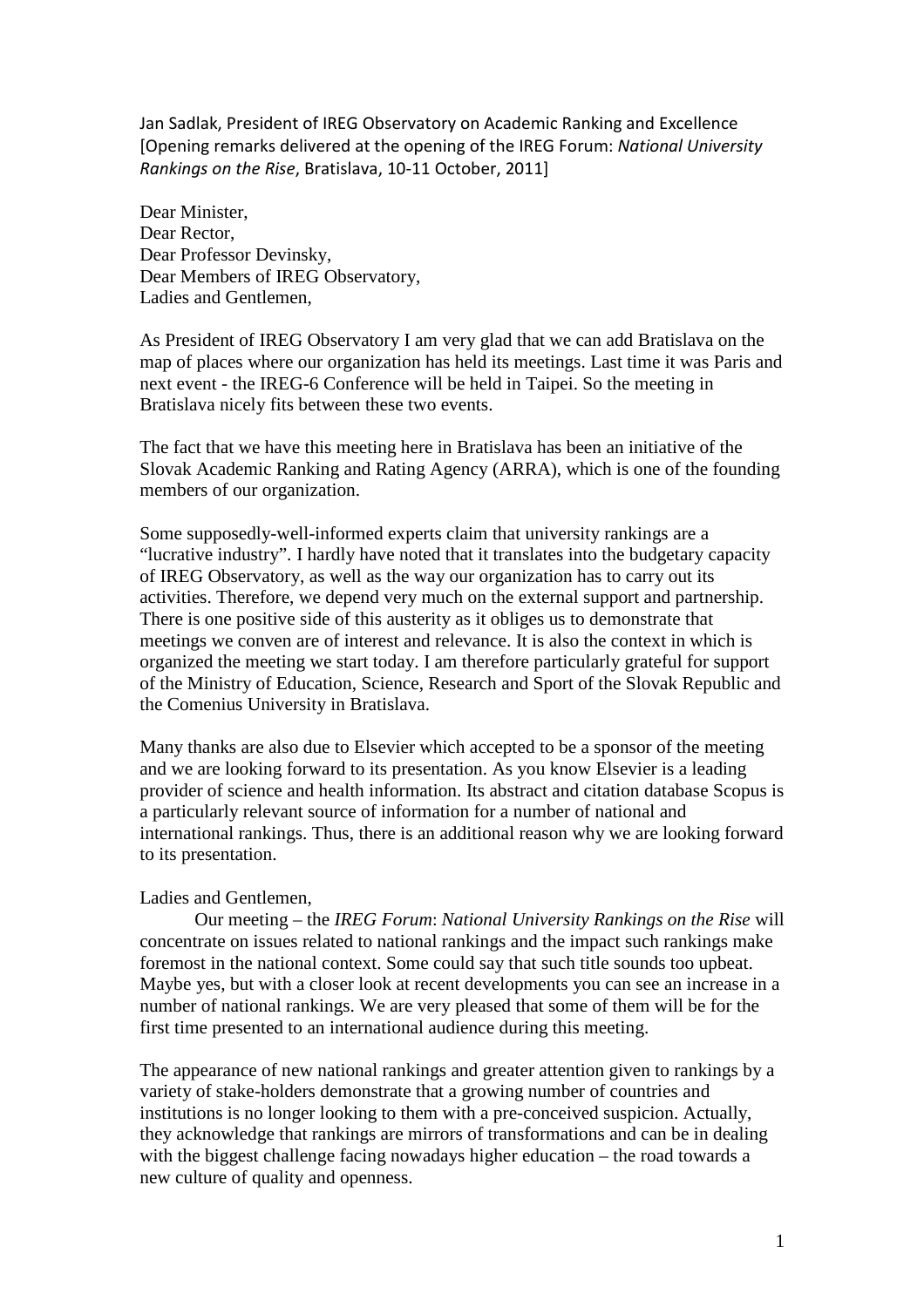Jan Sadlak, President of IREG Observatory on Academic Ranking and Excellence
[Opening remarks delivered at the opening of the IREG Forum: *National University Rankings on the Rise*, Bratislava, 10-11 October, 2011]

Dear Minister,
Dear Rector,
Dear Professor Devinsky,
Dear Members of IREG Observatory,
Ladies and Gentlemen,

As President of IREG Observatory I am very glad that we can add Bratislava on the map of places where our organization has held its meetings. Last time it was Paris and next event - the IREG-6 Conference will be held in Taipei. So the meeting in Bratislava nicely fits between these two events.

The fact that we have this meeting here in Bratislava has been an initiative of the Slovak Academic Ranking and Rating Agency (ARRA), which is one of the founding members of our organization.

Some supposedly-well-informed experts claim that university rankings are a "lucrative industry". I hardly have noted that it translates into the budgetary capacity of IREG Observatory, as well as the way our organization has to carry out its activities. Therefore, we depend very much on the external support and partnership. There is one positive side of this austerity as it obliges us to demonstrate that meetings we conven are of interest and relevance. It is also the context in which is organized the meeting we start today. I am therefore particularly grateful for support of the Ministry of Education, Science, Research and Sport of the Slovak Republic and the Comenius University in Bratislava.

Many thanks are also due to Elsevier which accepted to be a sponsor of the meeting and we are looking forward to its presentation. As you know Elsevier is a leading provider of science and health information. Its abstract and citation database Scopus is a particularly relevant source of information for a number of national and international rankings. Thus, there is an additional reason why we are looking forward to its presentation.

Ladies and Gentlemen,

Our meeting – the *IREG Forum*: *National University Rankings on the Rise* will concentrate on issues related to national rankings and the impact such rankings make foremost in the national context. Some could say that such title sounds too upbeat. Maybe yes, but with a closer look at recent developments you can see an increase in a number of national rankings. We are very pleased that some of them will be for the first time presented to an international audience during this meeting.

The appearance of new national rankings and greater attention given to rankings by a variety of stake-holders demonstrate that a growing number of countries and institutions is no longer looking to them with a pre-conceived suspicion. Actually, they acknowledge that rankings are mirrors of transformations and can be in dealing with the biggest challenge facing nowadays higher education – the road towards a new culture of quality and openness.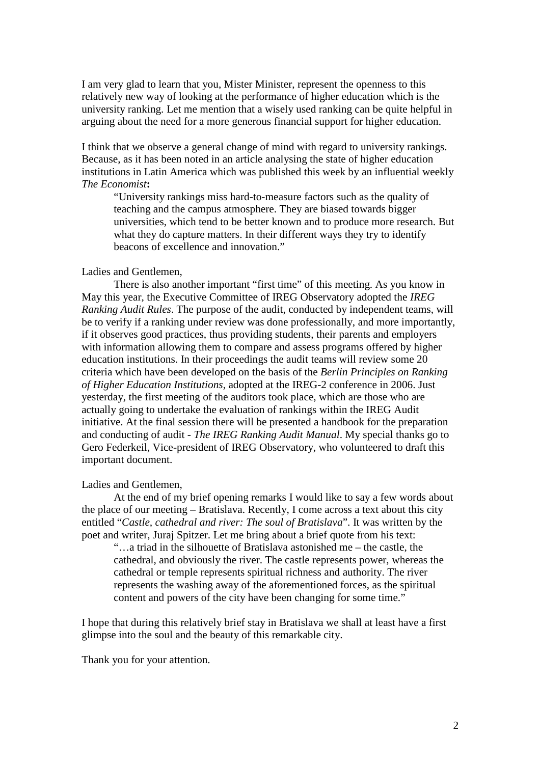I am very glad to learn that you, Mister Minister, represent the openness to this relatively new way of looking at the performance of higher education which is the university ranking. Let me mention that a wisely used ranking can be quite helpful in arguing about the need for a more generous financial support for higher education.

I think that we observe a general change of mind with regard to university rankings. Because, as it has been noted in an article analysing the state of higher education institutions in Latin America which was published this week by an influential weekly *The Economist***:**

> "University rankings miss hard-to-measure factors such as the quality of teaching and the campus atmosphere. They are biased towards bigger universities, which tend to be better known and to produce more research. But what they do capture matters. In their different ways they try to identify beacons of excellence and innovation."

Ladies and Gentlemen,

There is also another important "first time" of this meeting. As you know in May this year, the Executive Committee of IREG Observatory adopted the *IREG Ranking Audit Rules*. The purpose of the audit, conducted by independent teams, will be to verify if a ranking under review was done professionally, and more importantly, if it observes good practices, thus providing students, their parents and employers with information allowing them to compare and assess programs offered by higher education institutions. In their proceedings the audit teams will review some 20 criteria which have been developed on the basis of the *Berlin Principles on Ranking of Higher Education Institutions*, adopted at the IREG-2 conference in 2006. Just yesterday, the first meeting of the auditors took place, which are those who are actually going to undertake the evaluation of rankings within the IREG Audit initiative. At the final session there will be presented a handbook for the preparation and conducting of audit - *The IREG Ranking Audit Manual*. My special thanks go to Gero Federkeil, Vice-president of IREG Observatory, who volunteered to draft this important document.

Ladies and Gentlemen,

At the end of my brief opening remarks I would like to say a few words about the place of our meeting – Bratislava. Recently, I come across a text about this city entitled "*Castle, cathedral and river: The soul of Bratislava*". It was written by the poet and writer, Juraj Spitzer. Let me bring about a brief quote from his text:

> "…a triad in the silhouette of Bratislava astonished me – the castle, the cathedral, and obviously the river. The castle represents power, whereas the cathedral or temple represents spiritual richness and authority. The river represents the washing away of the aforementioned forces, as the spiritual content and powers of the city have been changing for some time."

I hope that during this relatively brief stay in Bratislava we shall at least have a first glimpse into the soul and the beauty of this remarkable city.

Thank you for your attention.